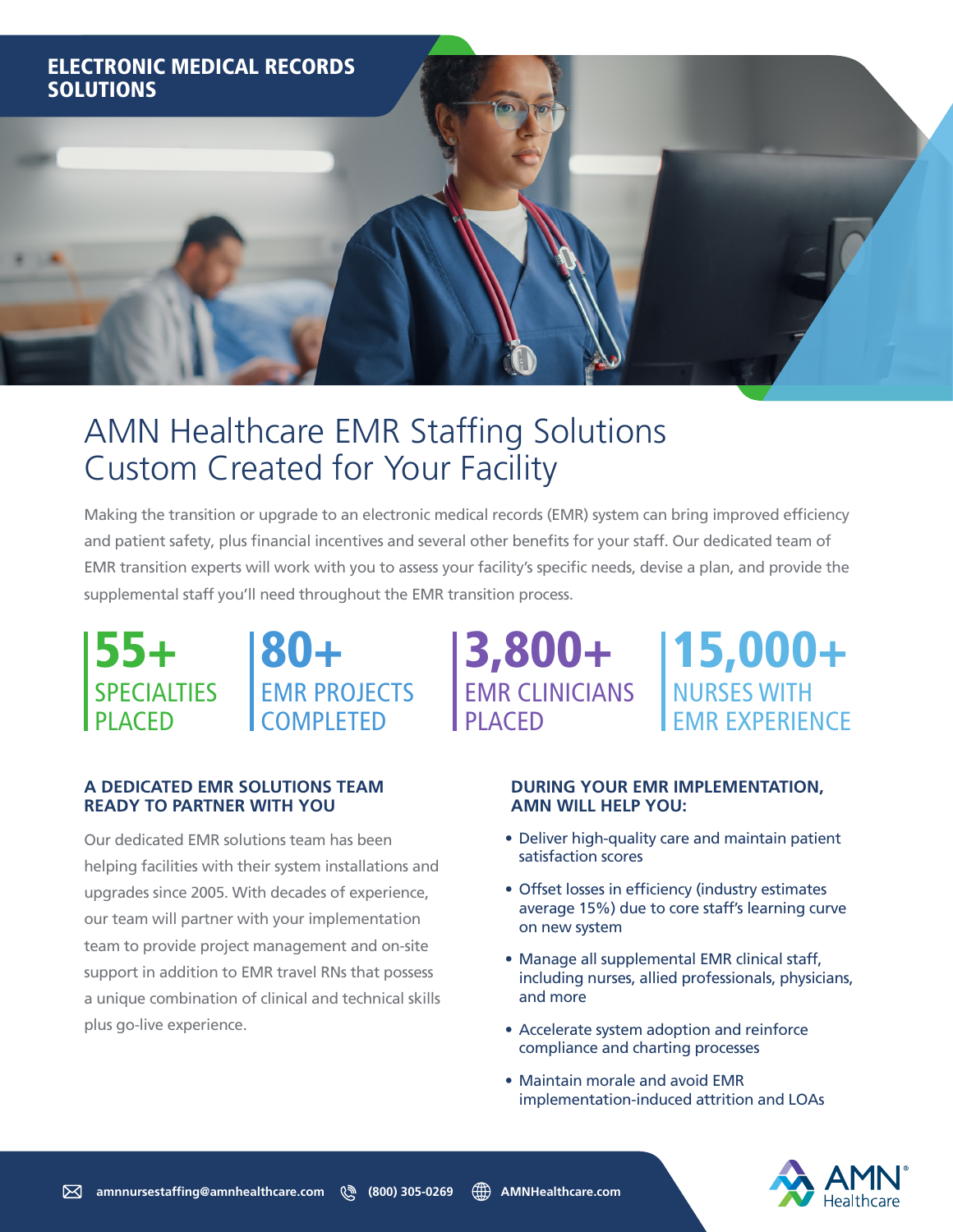ELECTRONIC MEDICAL RECORDS SOLUTIONS

# AMN Healthcare EMR Staffing Solutions Custom Created for Your Facility

Making the transition or upgrade to an electronic medical records (EMR) system can bring improved efficiency and patient safety, plus financial incentives and several other benefits for your staff. Our dedicated team of EMR transition experts will work with you to assess your facility's specific needs, devise a plan, and provide the supplemental staff you'll need throughout the EMR transition process.

**55+** SPECIALTIES PLACED

**80+** EMR PROJECTS COMPLETED

**3,800+** EMR CLINICIANS PLACED

**15,000+** NURSES WITH EMR EXPERIENCE

## A DEDICATED EMR SOLUTIONS TEAM READY TO PARTNER WITH YOU

Our dedicated EMR solutions team has been helping facilities with their system installations and upgrades since 2005. With decades of experience, our team will partner with your implementation team to provide project management and on-site support in addition to EMR travel RNs that possess a unique combination of clinical and technical skills plus go-live experience.

## DURING YOUR EMR IMPLEMENTATION, AMN WILL HELP YOU:

- Deliver high-quality care and maintain patient satisfaction scores
- Offset losses in efficiency (industry estimates average 15%) due to core staff's learning curve on new system
- Manage all supplemental EMR clinical staff, including nurses, allied professionals, physicians, and more
- Accelerate system adoption and reinforce compliance and charting processes
- Maintain morale and avoid EMR implementation-induced attrition and LOAs

amnnursestaffing@amnhealthcare.com | (800) 305-0269 | AMNHealthcare.com

AMN Healthcare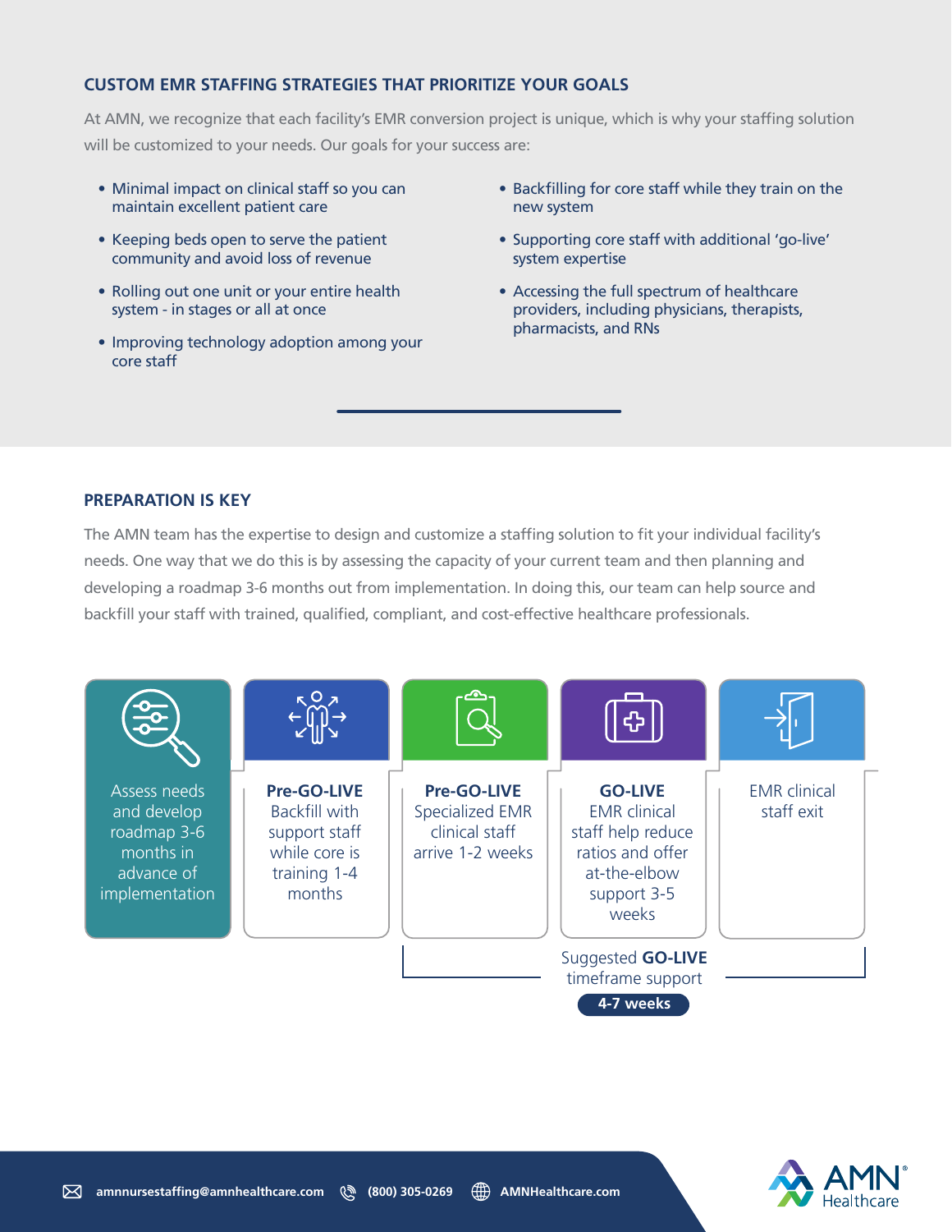## CUSTOM EMR STAFFING STRATEGIES THAT PRIORITIZE YOUR GOALS

At AMN, we recognize that each facility's EMR conversion project is unique, which is why your staffing solution will be customized to your needs. Our goals for your success are:

- Minimal impact on clinical staff so you can maintain excellent patient care
- Keeping beds open to serve the patient community and avoid loss of revenue
- Rolling out one unit or your entire health system - in stages or all at once
- Improving technology adoption among your core staff
- Backfilling for core staff while they train on the new system
- Supporting core staff with additional 'go-live' system expertise
- Accessing the full spectrum of healthcare providers, including physicians, therapists, pharmacists, and RNs

## PREPARATION IS KEY

The AMN team has the expertise to design and customize a staffing solution to fit your individual facility's needs. One way that we do this is by assessing the capacity of your current team and then planning and developing a roadmap 3-6 months out from implementation. In doing this, our team can help source and backfill your staff with trained, qualified, compliant, and cost-effective healthcare professionals.

Assess needs and develop roadmap 3-6 months in advance of implementation

**Pre-GO-LIVE**
Backfill with support staff while core is training 1-4 months

**Pre-GO-LIVE**
Specialized EMR clinical staff arrive 1-2 weeks

**GO-LIVE**
EMR clinical staff help reduce ratios and offer at-the-elbow support 3-5 weeks

EMR clinical staff exit

Suggested **GO-LIVE** timeframe support
**4-7 weeks**

amnnursestaffing@amnhealthcare.com | (800) 305-0269 | AMNHealthcare.com

AMN Healthcare